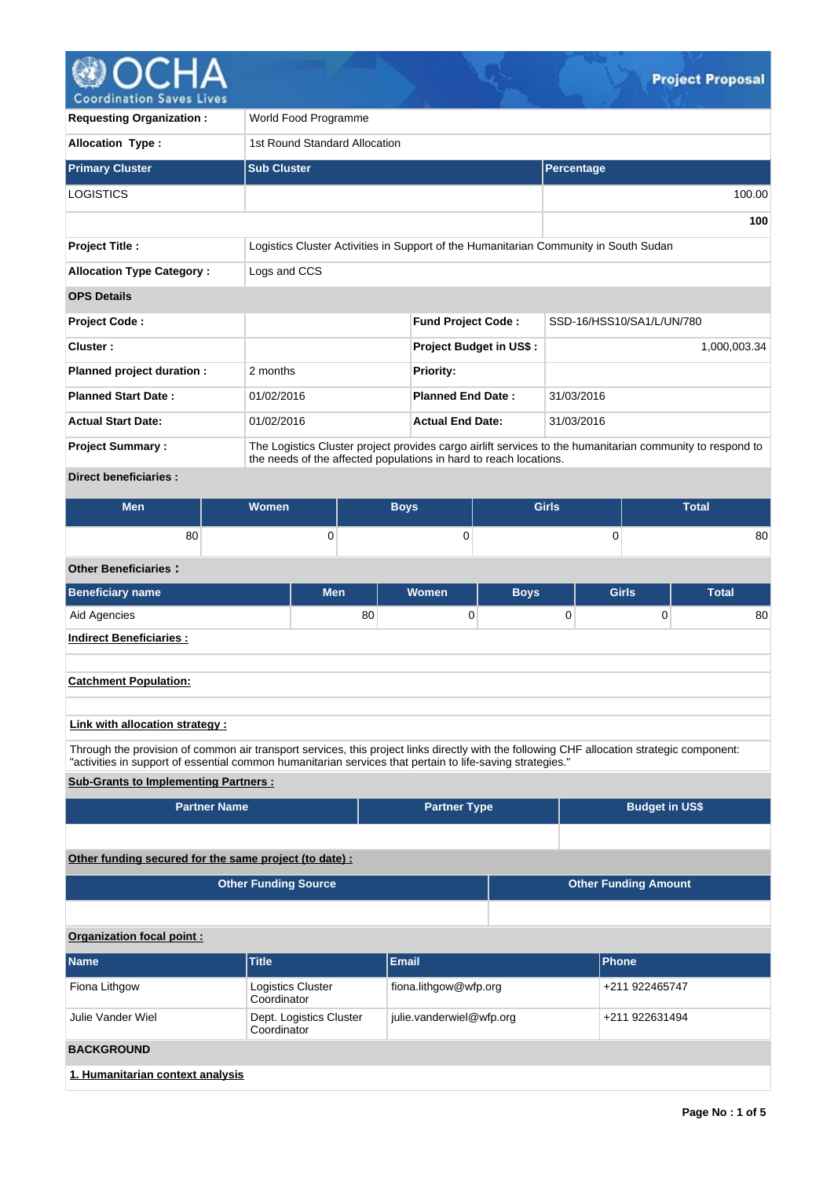# Project Proposal

| Requesting Organization : | World Food Programme | | | |
|---|---|---|---|---|
| Allocation Type : | 1st Round Standard Allocation | | | |

| Primary Cluster | Sub Cluster | Percentage |
|---|---|---|
| LOGISTICS | | 100.00 |
| | | **100** |

| Project Title : | Logistics Cluster Activities in Support of the Humanitarian Community in South Sudan |
|---|---|
| Allocation Type Category : | Logs and CCS |

**OPS Details**

| | | | |
|---|---|---|---|
| **Project Code :** | | **Fund Project Code :** | SSD-16/HSS10/SA1/L/UN/780 |
| **Cluster :** | | **Project Budget in US$ :** | 1,000,003.34 |
| **Planned project duration :** | 2 months | **Priority:** | |
| **Planned Start Date :** | 01/02/2016 | **Planned End Date :** | 31/03/2016 |
| **Actual Start Date:** | 01/02/2016 | **Actual End Date:** | 31/03/2016 |
| **Project Summary :** | The Logistics Cluster project provides cargo airlift services to the humanitarian community to respond to the needs of the affected populations in hard to reach locations. | | |

**Direct beneficiaries :**

| Men | Women | Boys | Girls | Total |
|---|---|---|---|---|
| 80 | 0 | 0 | 0 | 80 |

**Other Beneficiaries :**

| Beneficiary name | Men | Women | Boys | Girls | Total |
|---|---|---|---|---|---|
| Aid Agencies | 80 | 0 | 0 | 0 | 80 |

**Indirect Beneficiaries :**

**Catchment Population:**

**Link with allocation strategy :**

Through the provision of common air transport services, this project links directly with the following CHF allocation strategic component: "activities in support of essential common humanitarian services that pertain to life-saving strategies."

**Sub-Grants to Implementing Partners :**

| Partner Name | Partner Type | Budget in US$ |
|---|---|---|
| | | |

**Other funding secured for the same project (to date) :**

| Other Funding Source | Other Funding Amount |
|---|---|
| | |

**Organization focal point :**

| Name | Title | Email | Phone |
|---|---|---|---|
| Fiona Lithgow | Logistics Cluster Coordinator | fiona.lithgow@wfp.org | +211 922465747 |
| Julie Vander Wiel | Dept. Logistics Cluster Coordinator | julie.vanderwiel@wfp.org | +211 922631494 |

## BACKGROUND

### 1. Humanitarian context analysis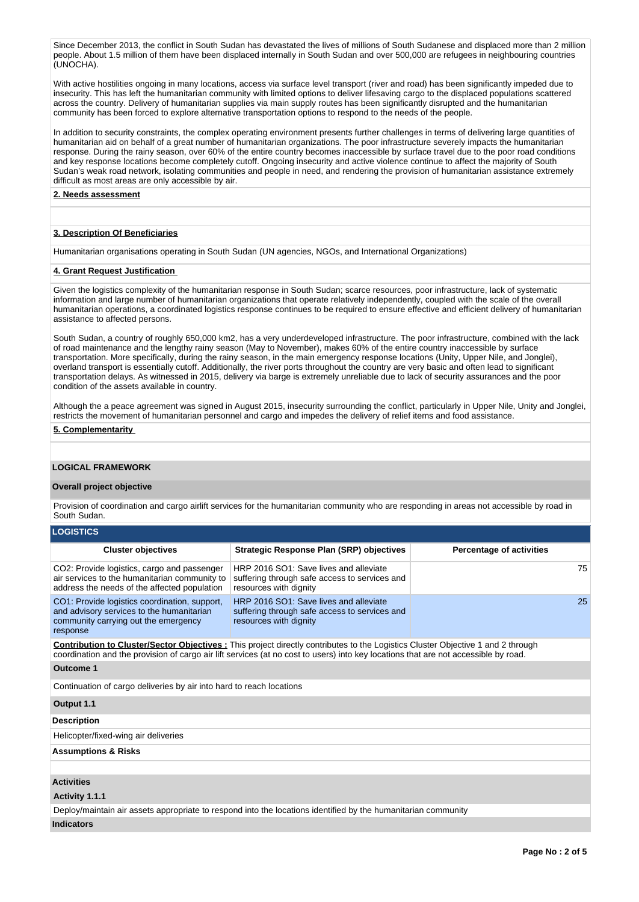Since December 2013, the conflict in South Sudan has devastated the lives of millions of South Sudanese and displaced more than 2 million people. About 1.5 million of them have been displaced internally in South Sudan and over 500,000 are refugees in neighbouring countries (UNOCHA).

With active hostilities ongoing in many locations, access via surface level transport (river and road) has been significantly impeded due to insecurity. This has left the humanitarian community with limited options to deliver lifesaving cargo to the displaced populations scattered across the country. Delivery of humanitarian supplies via main supply routes has been significantly disrupted and the humanitarian community has been forced to explore alternative transportation options to respond to the needs of the people.

In addition to security constraints, the complex operating environment presents further challenges in terms of delivering large quantities of humanitarian aid on behalf of a great number of humanitarian organizations. The poor infrastructure severely impacts the humanitarian response. During the rainy season, over 60% of the entire country becomes inaccessible by surface travel due to the poor road conditions and key response locations become completely cutoff. Ongoing insecurity and active violence continue to affect the majority of South Sudan's weak road network, isolating communities and people in need, and rendering the provision of humanitarian assistance extremely difficult as most areas are only accessible by air.

**2. Needs assessment**

**3. Description Of Beneficiaries**

Humanitarian organisations operating in South Sudan (UN agencies, NGOs, and International Organizations)

**4. Grant Request Justification**

Given the logistics complexity of the humanitarian response in South Sudan; scarce resources, poor infrastructure, lack of systematic information and large number of humanitarian organizations that operate relatively independently, coupled with the scale of the overall humanitarian operations, a coordinated logistics response continues to be required to ensure effective and efficient delivery of humanitarian assistance to affected persons.

South Sudan, a country of roughly 650,000 km2, has a very underdeveloped infrastructure. The poor infrastructure, combined with the lack of road maintenance and the lengthy rainy season (May to November), makes 60% of the entire country inaccessible by surface transportation. More specifically, during the rainy season, in the main emergency response locations (Unity, Upper Nile, and Jonglei), overland transport is essentially cutoff. Additionally, the river ports throughout the country are very basic and often lead to significant transportation delays. As witnessed in 2015, delivery via barge is extremely unreliable due to lack of security assurances and the poor condition of the assets available in country.

Although the a peace agreement was signed in August 2015, insecurity surrounding the conflict, particularly in Upper Nile, Unity and Jonglei, restricts the movement of humanitarian personnel and cargo and impedes the delivery of relief items and food assistance.

**5. Complementarity**

## LOGICAL FRAMEWORK

**Overall project objective**

Provision of coordination and cargo airlift services for the humanitarian community who are responding in areas not accessible by road in South Sudan.

### LOGISTICS

| Cluster objectives | Strategic Response Plan (SRP) objectives | Percentage of activities |
|---|---|---|
| CO2: Provide logistics, cargo and passenger air services to the humanitarian community to address the needs of the affected population | HRP 2016 SO1: Save lives and alleviate suffering through safe access to services and resources with dignity | 75 |
| CO1: Provide logistics coordination, support, and advisory services to the humanitarian community carrying out the emergency response | HRP 2016 SO1: Save lives and alleviate suffering through safe access to services and resources with dignity | 25 |

**Contribution to Cluster/Sector Objectives :** This project directly contributes to the Logistics Cluster Objective 1 and 2 through coordination and the provision of cargo air lift services (at no cost to users) into key locations that are not accessible by road.

**Outcome 1**

Continuation of cargo deliveries by air into hard to reach locations

**Output 1.1**

**Description**

Helicopter/fixed-wing air deliveries

**Assumptions & Risks**

**Activities**

**Activity 1.1.1**

Deploy/maintain air assets appropriate to respond into the locations identified by the humanitarian community

**Indicators**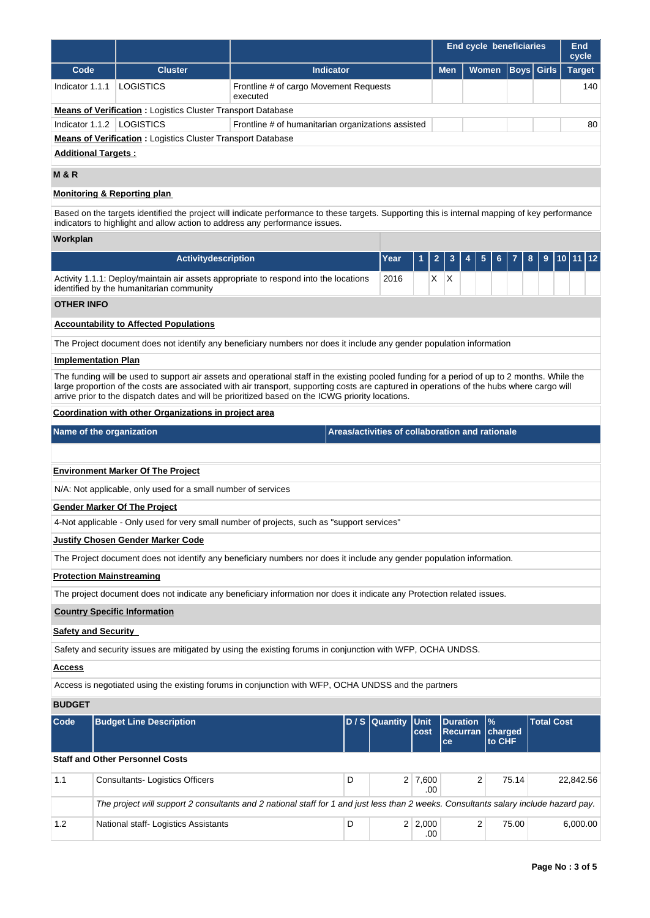| Code | Cluster | Indicator | End cycle beneficiaries | | | | End cycle |
|---|---|---|---|---|---|---|---|
| | | | Men | Women | Boys | Girls | Target |
| Indicator 1.1.1 | LOGISTICS | Frontline # of cargo Movement Requests executed | | | | | 140 |
| **Means of Verification** : Logistics Cluster Transport Database | | | | | | | |
| Indicator 1.1.2 | LOGISTICS | Frontline # of humanitarian organizations assisted | | | | | 80 |
| **Means of Verification** : Logistics Cluster Transport Database | | | | | | | |

**Additional Targets :**

## M & R

**Monitoring & Reporting plan**

Based on the targets identified the project will indicate performance to these targets. Supporting this is internal mapping of key performance indicators to highlight and allow action to address any performance issues.

**Workplan**

| Activitydescription | Year | 1 | 2 | 3 | 4 | 5 | 6 | 7 | 8 | 9 | 10 | 11 | 12 |
|---|---|---|---|---|---|---|---|---|---|---|---|---|---|
| Activity 1.1.1: Deploy/maintain air assets appropriate to respond into the locations identified by the humanitarian community | 2016 | | X | X | | | | | | | | | |

## OTHER INFO

**Accountability to Affected Populations**

The Project document does not identify any beneficiary numbers nor does it include any gender population information

**Implementation Plan**

The funding will be used to support air assets and operational staff in the existing pooled funding for a period of up to 2 months. While the large proportion of the costs are associated with air transport, supporting costs are captured in operations of the hubs where cargo will arrive prior to the dispatch dates and will be prioritized based on the ICWG priority locations.

**Coordination with other Organizations in project area**

| Name of the organization | Areas/activities of collaboration and rationale |
|---|---|
| | |

**Environment Marker Of The Project**

N/A: Not applicable, only used for a small number of services

**Gender Marker Of The Project**

4-Not applicable - Only used for very small number of projects, such as "support services"

**Justify Chosen Gender Marker Code**

The Project document does not identify any beneficiary numbers nor does it include any gender population information.

**Protection Mainstreaming**

The project document does not indicate any beneficiary information nor does it indicate any Protection related issues.

**Country Specific Information**

**Safety and Security**

Safety and security issues are mitigated by using the existing forums in conjunction with WFP, OCHA UNDSS.

**Access**

Access is negotiated using the existing forums in conjunction with WFP, OCHA UNDSS and the partners

## BUDGET

| Code | Budget Line Description | D / S | Quantity | Unit cost | Duration Recurrance | % charged to CHF | Total Cost |
|---|---|---|---|---|---|---|---|
| **Staff and Other Personnel Costs** | | | | | | | |
| 1.1 | Consultants- Logistics Officers | D | 2 | 7,600.00 | 2 | 75.14 | 22,842.56 |
| | *The project will support 2 consultants and 2 national staff for 1 and just less than 2 weeks. Consultants salary include hazard pay.* | | | | | | |
| 1.2 | National staff- Logistics Assistants | D | 2 | 2,000.00 | 2 | 75.00 | 6,000.00 |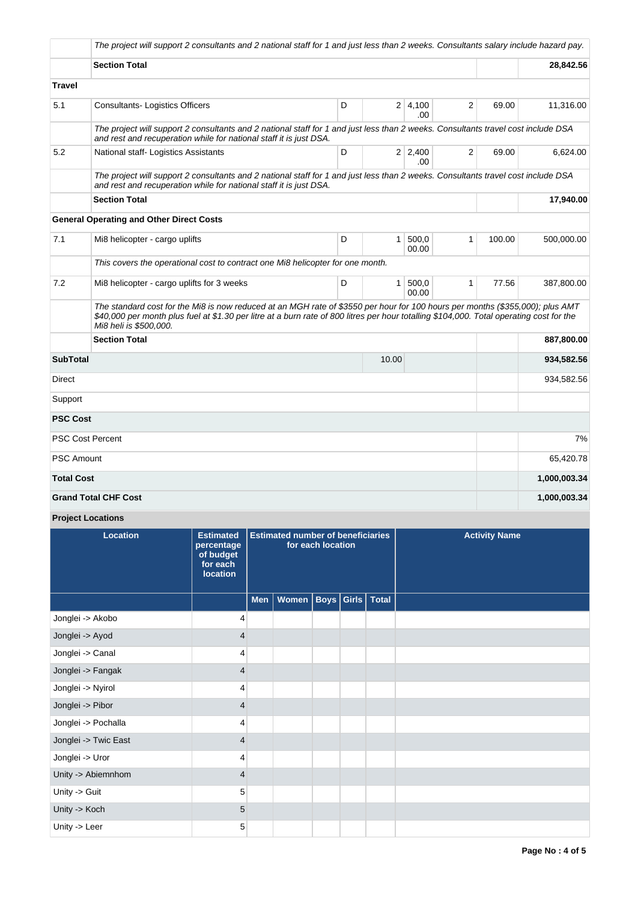| | | | | | | | |
|---|---|---|---|---|---|---|---|
| | *The project will support 2 consultants and 2 national staff for 1 and just less than 2 weeks. Consultants salary include hazard pay.* | | | | | | |
| | **Section Total** | | | | | | **28,842.56** |
| **Travel** | | | | | | | |
| 5.1 | Consultants- Logistics Officers | D | 2 | 4,100.00 | 2 | 69.00 | 11,316.00 |
| | *The project will support 2 consultants and 2 national staff for 1 and just less than 2 weeks. Consultants travel cost include DSA and rest and recuperation while for national staff it is just DSA.* | | | | | | |
| 5.2 | National staff- Logistics Assistants | D | 2 | 2,400.00 | 2 | 69.00 | 6,624.00 |
| | *The project will support 2 consultants and 2 national staff for 1 and just less than 2 weeks. Consultants travel cost include DSA and rest and recuperation while for national staff it is just DSA.* | | | | | | |
| | **Section Total** | | | | | | **17,940.00** |
| **General Operating and Other Direct Costs** | | | | | | | |
| 7.1 | Mi8 helicopter - cargo uplifts | D | 1 | 500,000.00 | 1 | 100.00 | 500,000.00 |
| | *This covers the operational cost to contract one Mi8 helicopter for one month.* | | | | | | |
| 7.2 | Mi8 helicopter - cargo uplifts for 3 weeks | D | 1 | 500,000.00 | 1 | 77.56 | 387,800.00 |
| | *The standard cost for the Mi8 is now reduced at an MGH rate of $3550 per hour for 100 hours per months ($355,000); plus AMT $40,000 per month plus fuel at $1.30 per litre at a burn rate of 800 litres per hour totalling $104,000. Total operating cost for the Mi8 heli is $500,000.* | | | | | | |
| | **Section Total** | | | | | | **887,800.00** |
| **SubTotal** | | | 10.00 | | | | **934,582.56** |
| Direct | | | | | | | 934,582.56 |
| Support | | | | | | | |
| **PSC Cost** | | | | | | | |
| PSC Cost Percent | | | | | | | 7% |
| PSC Amount | | | | | | | 65,420.78 |
| **Total Cost** | | | | | | | **1,000,003.34** |
| **Grand Total CHF Cost** | | | | | | | **1,000,003.34** |

**Project Locations**

| Location | Estimated percentage of budget for each location | Estimated number of beneficiaries for each location | | | | | Activity Name |
|---|---|---|---|---|---|---|---|
| | | Men | Women | Boys | Girls | Total | |
| Jonglei -> Akobo | 4 | | | | | | |
| Jonglei -> Ayod | 4 | | | | | | |
| Jonglei -> Canal | 4 | | | | | | |
| Jonglei -> Fangak | 4 | | | | | | |
| Jonglei -> Nyirol | 4 | | | | | | |
| Jonglei -> Pibor | 4 | | | | | | |
| Jonglei -> Pochalla | 4 | | | | | | |
| Jonglei -> Twic East | 4 | | | | | | |
| Jonglei -> Uror | 4 | | | | | | |
| Unity -> Abiemnhom | 4 | | | | | | |
| Unity -> Guit | 5 | | | | | | |
| Unity -> Koch | 5 | | | | | | |
| Unity -> Leer | 5 | | | | | | |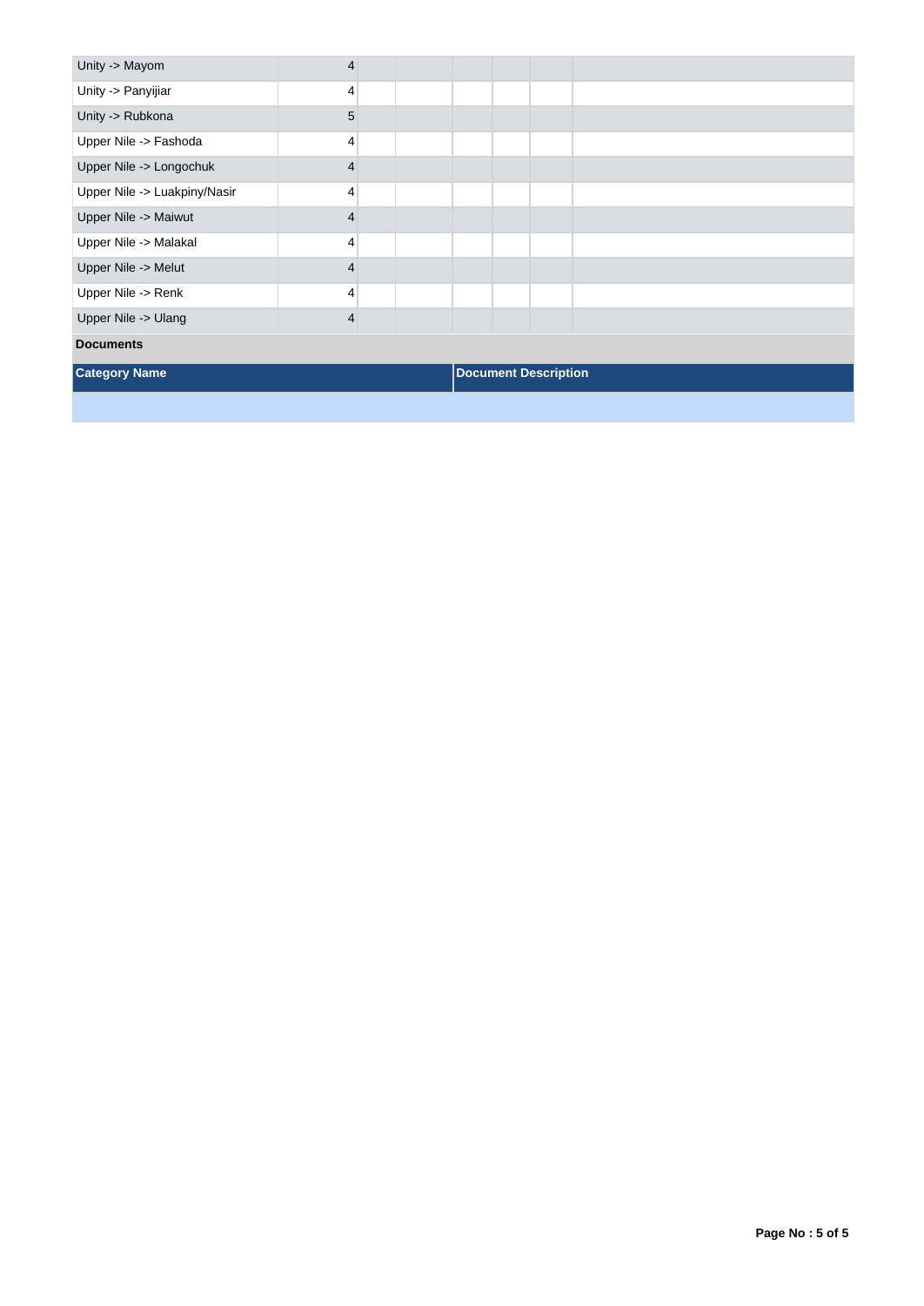| | | | | | | |
|---|---|---|---|---|---|---|
| Unity -> Mayom | 4 | | | | | |
| Unity -> Panyijiar | 4 | | | | | |
| Unity -> Rubkona | 5 | | | | | |
| Upper Nile -> Fashoda | 4 | | | | | |
| Upper Nile -> Longochuk | 4 | | | | | |
| Upper Nile -> Luakpiny/Nasir | 4 | | | | | |
| Upper Nile -> Maiwut | 4 | | | | | |
| Upper Nile -> Malakal | 4 | | | | | |
| Upper Nile -> Melut | 4 | | | | | |
| Upper Nile -> Renk | 4 | | | | | |
| Upper Nile -> Ulang | 4 | | | | | |

**Documents**

| Category Name | Document Description |
|---|---|
| | |